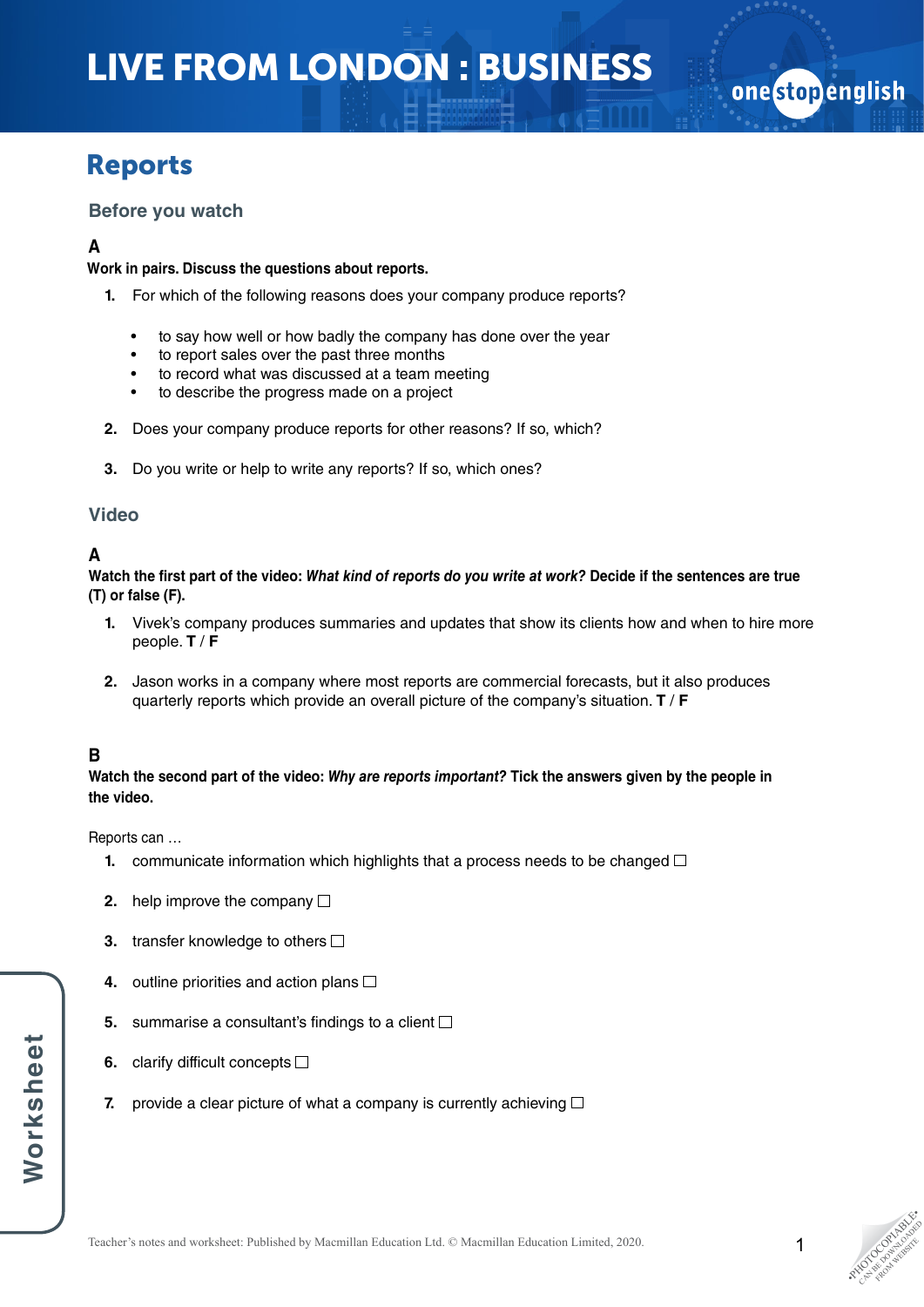# LIVE FROM LONDON : BUSINESS

## Reports

### Before you watch

**A**

**Work in pairs. Discuss the questions about reports.**

1. For which of the following reasons does your company produce reports?

   - to say how well or how badly the company has done over the year
   - to report sales over the past three months
   - to record what was discussed at a team meeting
   - to describe the progress made on a project

2. Does your company produce reports for other reasons? If so, which?

3. Do you write or help to write any reports? If so, which ones?

### Video

**A**

**Watch the first part of the video: *What kind of reports do you write at work?* Decide if the sentences are true (T) or false (F).**

1. Vivek's company produces summaries and updates that show its clients how and when to hire more people. **T** / **F**

2. Jason works in a company where most reports are commercial forecasts, but it also produces quarterly reports which provide an overall picture of the company's situation. **T** / **F**

**B**

**Watch the second part of the video: *Why are reports important?* Tick the answers given by the people in the video.**

Reports can …

1. communicate information which highlights that a process needs to be changed ☐
2. help improve the company ☐
3. transfer knowledge to others ☐
4. outline priorities and action plans ☐
5. summarise a consultant's findings to a client ☐
6. clarify difficult concepts ☐
7. provide a clear picture of what a company is currently achieving ☐

Teacher's notes and worksheet: Published by Macmillan Education Ltd. © Macmillan Education Limited, 2020.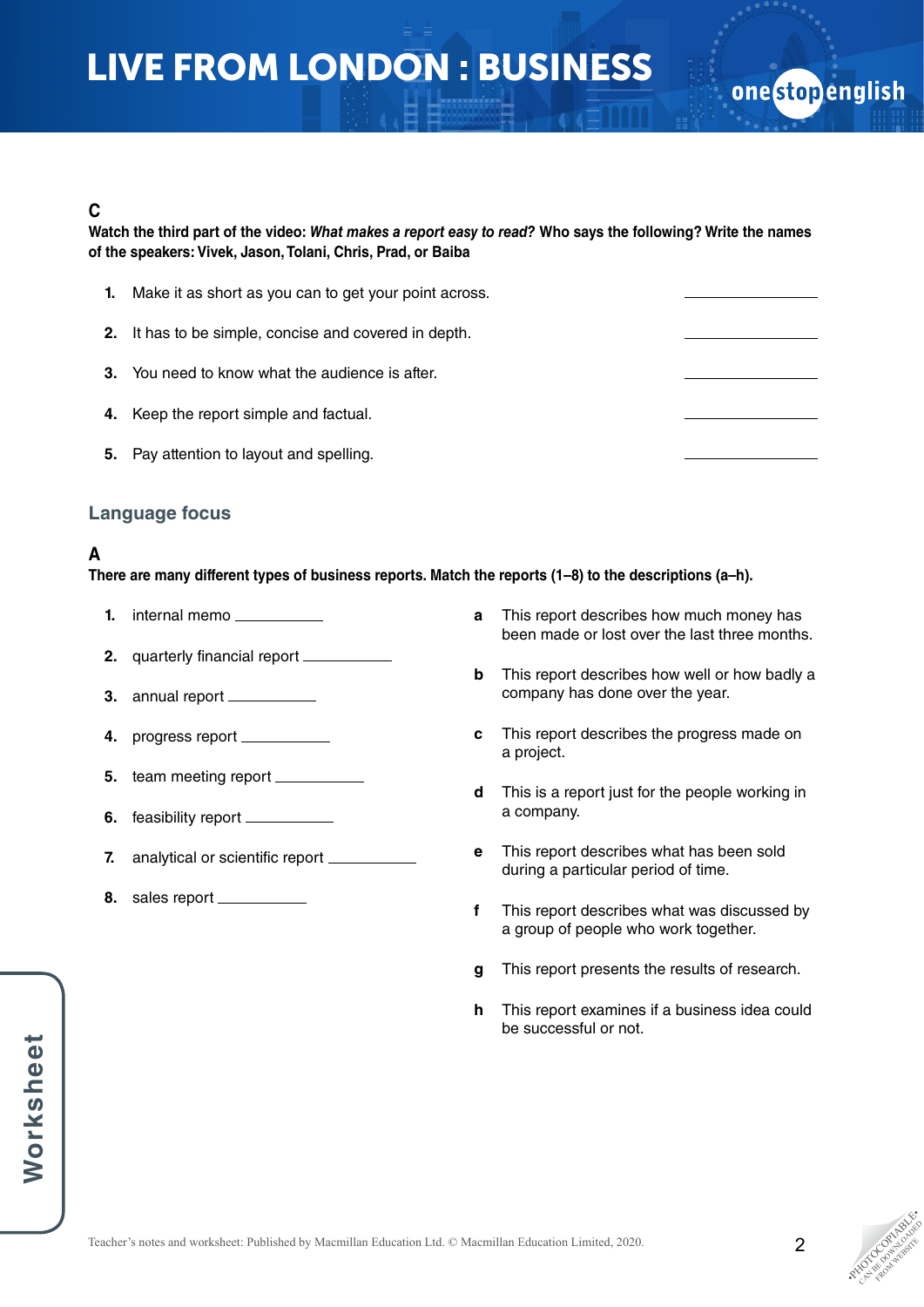## C

**Watch the third part of the video: *What makes a report easy to read?* Who says the following? Write the names of the speakers: Vivek, Jason, Tolani, Chris, Prad, or Baiba**

1. Make it as short as you can to get your point across. ______________
2. It has to be simple, concise and covered in depth. ______________
3. You need to know what the audience is after. ______________
4. Keep the report simple and factual. ______________
5. Pay attention to layout and spelling. ______________

## Language focus

## A

**There are many different types of business reports. Match the reports (1–8) to the descriptions (a–h).**

1. internal memo ___________
2. quarterly financial report ___________
3. annual report ___________
4. progress report ___________
5. team meeting report ___________
6. feasibility report ___________
7. analytical or scientific report ___________
8. sales report ___________

**a** This report describes how much money has been made or lost over the last three months.

**b** This report describes how well or how badly a company has done over the year.

**c** This report describes the progress made on a project.

**d** This is a report just for the people working in a company.

**e** This report describes what has been sold during a particular period of time.

**f** This report describes what was discussed by a group of people who work together.

**g** This report presents the results of research.

**h** This report examines if a business idea could be successful or not.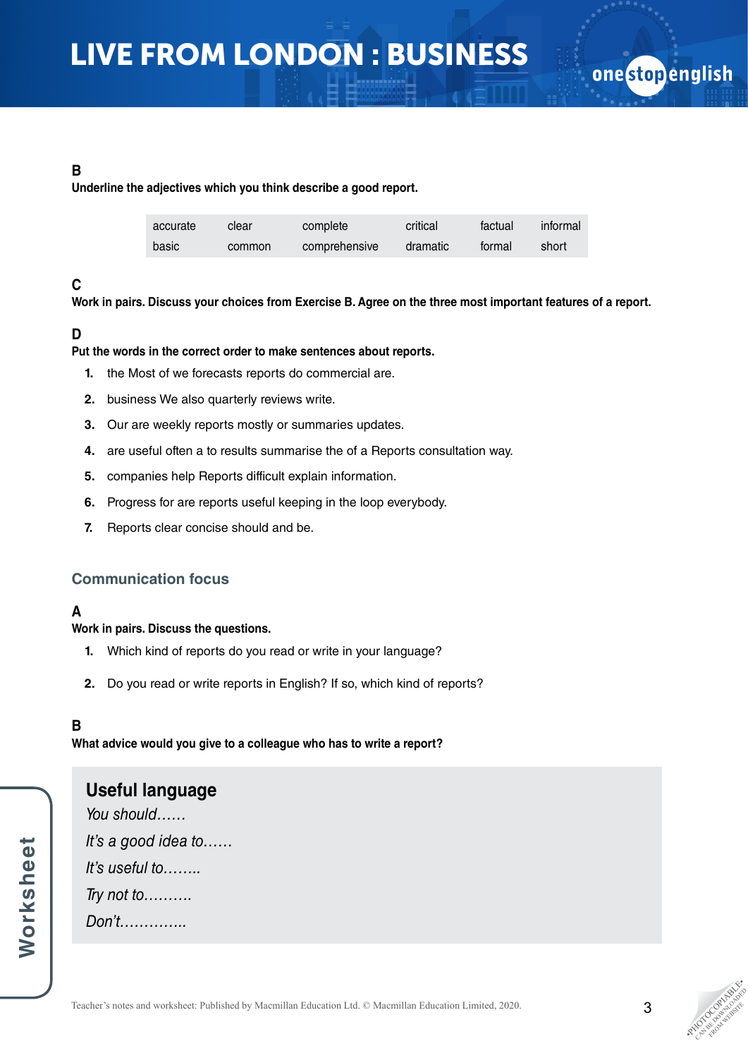### B

**Underline the adjectives which you think describe a good report.**

| | | | | | |
|---|---|---|---|---|---|
| accurate | clear | complete | critical | factual | informal |
| basic | common | comprehensive | dramatic | formal | short |

### C

**Work in pairs. Discuss your choices from Exercise B. Agree on the three most important features of a report.**

### D

**Put the words in the correct order to make sentences about reports.**

1. the Most of we forecasts reports do commercial are.
2. business We also quarterly reviews write.
3. Our are weekly reports mostly or summaries updates.
4. are useful often a to results summarise the of a Reports consultation way.
5. companies help Reports difficult explain information.
6. Progress for are reports useful keeping in the loop everybody.
7. Reports clear concise should and be.

## Communication focus

### A

**Work in pairs. Discuss the questions.**

1. Which kind of reports do you read or write in your language?
2. Do you read or write reports in English? If so, which kind of reports?

### B

**What advice would you give to a colleague who has to write a report?**

**Useful language**

*You should……*

*It's a good idea to……*

*It's useful to……..*

*Try not to……….*

*Don't…………..*